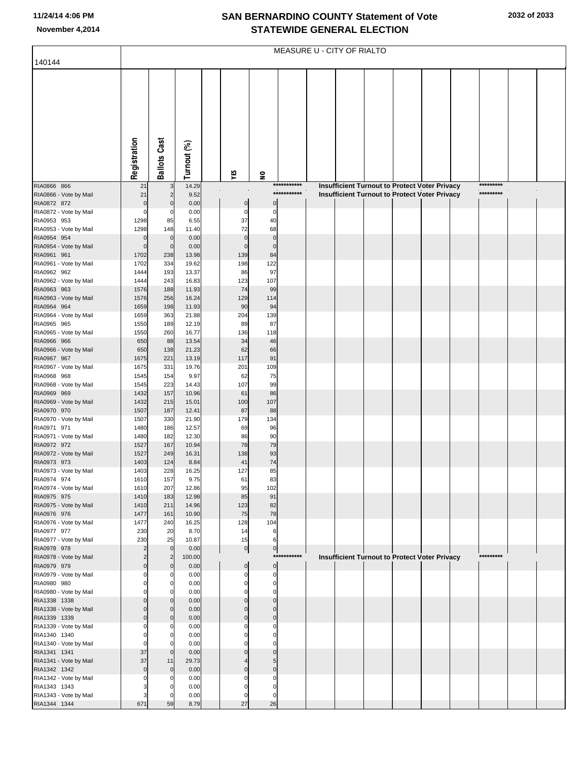# SAN BERNARDINO COUNTY Statement of Vote
## STATEWIDE GENERAL ELECTION

November 4,2014

140144

MEASURE U - CITY OF RIALTO

| | Registration | Ballots Cast | Turnout (%) | YES | NO |
|---|---|---|---|---|---|
| RIA0866 866 | 21 | 3 | 14.29 | *********** Insufficient Turnout to Protect Voter Privacy ********* | |
| RIA0866 - Vote by Mail | 21 | 2 | 9.52 | *********** Insufficient Turnout to Protect Voter Privacy ********* | |
| RIA0872 872 | 0 | 0 | 0.00 | 0 | 0 |
| RIA0872 - Vote by Mail | 0 | 0 | 0.00 | 0 | 0 |
| RIA0953 953 | 1298 | 85 | 6.55 | 37 | 40 |
| RIA0953 - Vote by Mail | 1298 | 148 | 11.40 | 72 | 68 |
| RIA0954 954 | 0 | 0 | 0.00 | 0 | 0 |
| RIA0954 - Vote by Mail | 0 | 0 | 0.00 | 0 | 0 |
| RIA0961 961 | 1702 | 238 | 13.98 | 139 | 84 |
| RIA0961 - Vote by Mail | 1702 | 334 | 19.62 | 198 | 122 |
| RIA0962 962 | 1444 | 193 | 13.37 | 86 | 97 |
| RIA0962 - Vote by Mail | 1444 | 243 | 16.83 | 123 | 107 |
| RIA0963 963 | 1576 | 188 | 11.93 | 74 | 99 |
| RIA0963 - Vote by Mail | 1576 | 256 | 16.24 | 129 | 114 |
| RIA0964 964 | 1659 | 198 | 11.93 | 90 | 94 |
| RIA0964 - Vote by Mail | 1659 | 363 | 21.88 | 204 | 139 |
| RIA0965 965 | 1550 | 189 | 12.19 | 89 | 87 |
| RIA0965 - Vote by Mail | 1550 | 260 | 16.77 | 136 | 118 |
| RIA0966 966 | 650 | 88 | 13.54 | 34 | 46 |
| RIA0966 - Vote by Mail | 650 | 138 | 21.23 | 62 | 66 |
| RIA0967 967 | 1675 | 221 | 13.19 | 117 | 91 |
| RIA0967 - Vote by Mail | 1675 | 331 | 19.76 | 201 | 109 |
| RIA0968 968 | 1545 | 154 | 9.97 | 62 | 75 |
| RIA0968 - Vote by Mail | 1545 | 223 | 14.43 | 107 | 99 |
| RIA0969 969 | 1432 | 157 | 10.96 | 61 | 86 |
| RIA0969 - Vote by Mail | 1432 | 215 | 15.01 | 100 | 107 |
| RIA0970 970 | 1507 | 187 | 12.41 | 87 | 88 |
| RIA0970 - Vote by Mail | 1507 | 330 | 21.90 | 179 | 134 |
| RIA0971 971 | 1480 | 186 | 12.57 | 69 | 96 |
| RIA0971 - Vote by Mail | 1480 | 182 | 12.30 | 86 | 90 |
| RIA0972 972 | 1527 | 167 | 10.94 | 78 | 79 |
| RIA0972 - Vote by Mail | 1527 | 249 | 16.31 | 138 | 93 |
| RIA0973 973 | 1403 | 124 | 8.84 | 41 | 74 |
| RIA0973 - Vote by Mail | 1403 | 228 | 16.25 | 127 | 85 |
| RIA0974 974 | 1610 | 157 | 9.75 | 61 | 83 |
| RIA0974 - Vote by Mail | 1610 | 207 | 12.86 | 95 | 102 |
| RIA0975 975 | 1410 | 183 | 12.98 | 85 | 91 |
| RIA0975 - Vote by Mail | 1410 | 211 | 14.96 | 123 | 82 |
| RIA0976 976 | 1477 | 161 | 10.90 | 75 | 78 |
| RIA0976 - Vote by Mail | 1477 | 240 | 16.25 | 128 | 104 |
| RIA0977 977 | 230 | 20 | 8.70 | 14 | 6 |
| RIA0977 - Vote by Mail | 230 | 25 | 10.87 | 15 | 6 |
| RIA0978 978 | 2 | 0 | 0.00 | 0 | 0 |
| RIA0978 - Vote by Mail | 2 | 2 | 100.00 | *********** Insufficient Turnout to Protect Voter Privacy ********* | |
| RIA0979 979 | 0 | 0 | 0.00 | 0 | 0 |
| RIA0979 - Vote by Mail | 0 | 0 | 0.00 | 0 | 0 |
| RIA0980 980 | 0 | 0 | 0.00 | 0 | 0 |
| RIA0980 - Vote by Mail | 0 | 0 | 0.00 | 0 | 0 |
| RIA1338 1338 | 0 | 0 | 0.00 | 0 | 0 |
| RIA1338 - Vote by Mail | 0 | 0 | 0.00 | 0 | 0 |
| RIA1339 1339 | 0 | 0 | 0.00 | 0 | 0 |
| RIA1339 - Vote by Mail | 0 | 0 | 0.00 | 0 | 0 |
| RIA1340 1340 | 0 | 0 | 0.00 | 0 | 0 |
| RIA1340 - Vote by Mail | 0 | 0 | 0.00 | 0 | 0 |
| RIA1341 1341 | 37 | 0 | 0.00 | 0 | 0 |
| RIA1341 - Vote by Mail | 37 | 11 | 29.73 | 4 | 5 |
| RIA1342 1342 | 0 | 0 | 0.00 | 0 | 0 |
| RIA1342 - Vote by Mail | 0 | 0 | 0.00 | 0 | 0 |
| RIA1343 1343 | 3 | 0 | 0.00 | 0 | 0 |
| RIA1343 - Vote by Mail | 3 | 0 | 0.00 | 0 | 0 |
| RIA1344 1344 | 671 | 59 | 8.79 | 27 | 26 |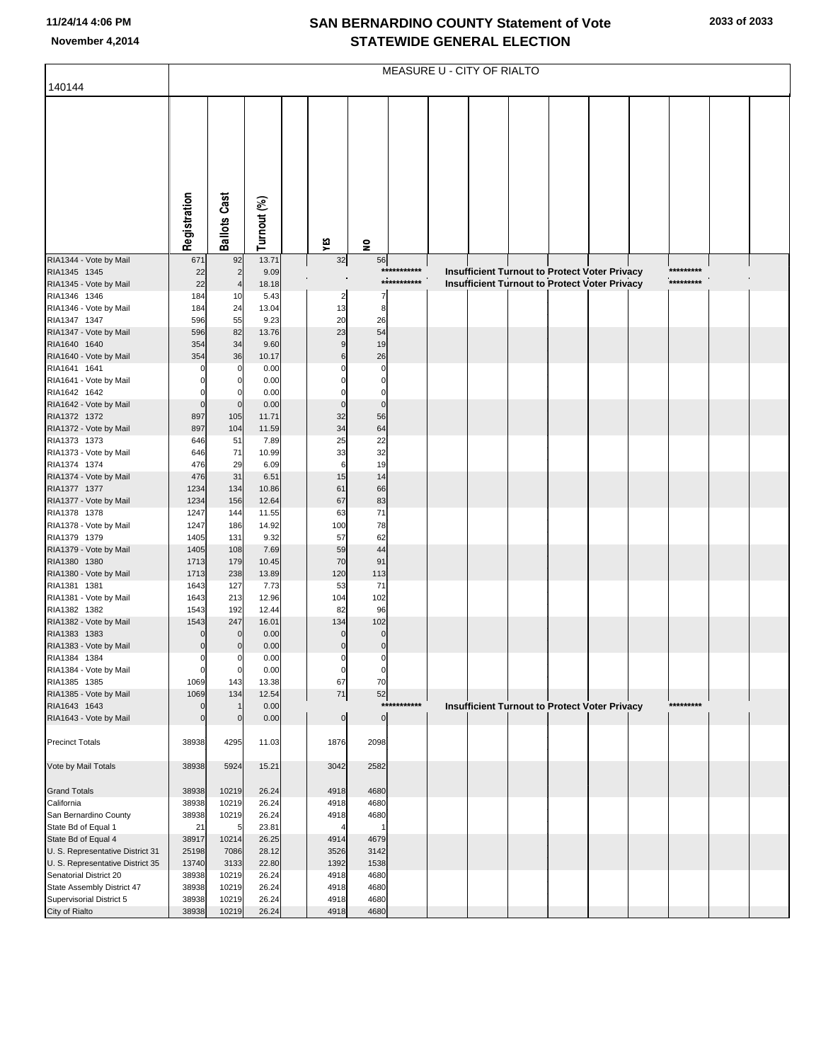## SAN BERNARDINO COUNTY Statement of Vote
## STATEWIDE GENERAL ELECTION

November 4,2014

### MEASURE U - CITY OF RIALTO

140144

| | Registration | Ballots Cast | Turnout (%) | | YES | NO | | | | | | | | | | |
|---|---|---|---|---|---|---|---|---|---|---|---|---|---|---|---|---|
| RIA1344 - Vote by Mail | 671 | 92 | 13.71 | | 32 | 56 | | | | | | | | | | |
| RIA1345 1345 | 22 | 2 | 9.09 | | | | *********** | Insufficient Turnout to Protect Voter Privacy | | | | | | ********* | | |
| RIA1345 - Vote by Mail | 22 | 4 | 18.18 | | | | *********** | Insufficient Turnout to Protect Voter Privacy | | | | | | ********* | | |
| RIA1346 1346 | 184 | 10 | 5.43 | | 2 | 7 | | | | | | | | | | |
| RIA1346 - Vote by Mail | 184 | 24 | 13.04 | | 13 | 8 | | | | | | | | | | |
| RIA1347 1347 | 596 | 55 | 9.23 | | 20 | 26 | | | | | | | | | | |
| RIA1347 - Vote by Mail | 596 | 82 | 13.76 | | 23 | 54 | | | | | | | | | | |
| RIA1640 1640 | 354 | 34 | 9.60 | | 9 | 19 | | | | | | | | | | |
| RIA1640 - Vote by Mail | 354 | 36 | 10.17 | | 6 | 26 | | | | | | | | | | |
| RIA1641 1641 | 0 | 0 | 0.00 | | 0 | 0 | | | | | | | | | | |
| RIA1641 - Vote by Mail | 0 | 0 | 0.00 | | 0 | 0 | | | | | | | | | | |
| RIA1642 1642 | 0 | 0 | 0.00 | | 0 | 0 | | | | | | | | | | |
| RIA1642 - Vote by Mail | 0 | 0 | 0.00 | | 0 | 0 | | | | | | | | | | |
| RIA1372 1372 | 897 | 105 | 11.71 | | 32 | 56 | | | | | | | | | | |
| RIA1372 - Vote by Mail | 897 | 104 | 11.59 | | 34 | 64 | | | | | | | | | | |
| RIA1373 1373 | 646 | 51 | 7.89 | | 25 | 22 | | | | | | | | | | |
| RIA1373 - Vote by Mail | 646 | 71 | 10.99 | | 33 | 32 | | | | | | | | | | |
| RIA1374 1374 | 476 | 29 | 6.09 | | 6 | 19 | | | | | | | | | | |
| RIA1374 - Vote by Mail | 476 | 31 | 6.51 | | 15 | 14 | | | | | | | | | | |
| RIA1377 1377 | 1234 | 134 | 10.86 | | 61 | 66 | | | | | | | | | | |
| RIA1377 - Vote by Mail | 1234 | 156 | 12.64 | | 67 | 83 | | | | | | | | | | |
| RIA1378 1378 | 1247 | 144 | 11.55 | | 63 | 71 | | | | | | | | | | |
| RIA1378 - Vote by Mail | 1247 | 186 | 14.92 | | 100 | 78 | | | | | | | | | | |
| RIA1379 1379 | 1405 | 131 | 9.32 | | 57 | 62 | | | | | | | | | | |
| RIA1379 - Vote by Mail | 1405 | 108 | 7.69 | | 59 | 44 | | | | | | | | | | |
| RIA1380 1380 | 1713 | 179 | 10.45 | | 70 | 91 | | | | | | | | | | |
| RIA1380 - Vote by Mail | 1713 | 238 | 13.89 | | 120 | 113 | | | | | | | | | | |
| RIA1381 1381 | 1643 | 127 | 7.73 | | 53 | 71 | | | | | | | | | | |
| RIA1381 - Vote by Mail | 1643 | 213 | 12.96 | | 104 | 102 | | | | | | | | | | |
| RIA1382 1382 | 1543 | 192 | 12.44 | | 82 | 96 | | | | | | | | | | |
| RIA1382 - Vote by Mail | 1543 | 247 | 16.01 | | 134 | 102 | | | | | | | | | | |
| RIA1383 1383 | 0 | 0 | 0.00 | | 0 | 0 | | | | | | | | | | |
| RIA1383 - Vote by Mail | 0 | 0 | 0.00 | | 0 | 0 | | | | | | | | | | |
| RIA1384 1384 | 0 | 0 | 0.00 | | 0 | 0 | | | | | | | | | | |
| RIA1384 - Vote by Mail | 0 | 0 | 0.00 | | 0 | 0 | | | | | | | | | | |
| RIA1385 1385 | 1069 | 143 | 13.38 | | 67 | 70 | | | | | | | | | | |
| RIA1385 - Vote by Mail | 1069 | 134 | 12.54 | | 71 | 52 | | | | | | | | | | |
| RIA1643 1643 | 0 | 1 | 0.00 | | | | *********** | Insufficient Turnout to Protect Voter Privacy | | | | | | ********* | | |
| RIA1643 - Vote by Mail | 0 | 0 | 0.00 | | 0 | 0 | | | | | | | | | | |
| Precinct Totals | 38938 | 4295 | 11.03 | | 1876 | 2098 | | | | | | | | | | |
| Vote by Mail Totals | 38938 | 5924 | 15.21 | | 3042 | 2582 | | | | | | | | | | |
| Grand Totals | 38938 | 10219 | 26.24 | | 4918 | 4680 | | | | | | | | | | |
| California | 38938 | 10219 | 26.24 | | 4918 | 4680 | | | | | | | | | | |
| San Bernardino County | 38938 | 10219 | 26.24 | | 4918 | 4680 | | | | | | | | | | |
| State Bd of Equal 1 | 21 | 5 | 23.81 | | 4 | 1 | | | | | | | | | | |
| State Bd of Equal 4 | 38917 | 10214 | 26.25 | | 4914 | 4679 | | | | | | | | | | |
| U. S. Representative District 31 | 25198 | 7086 | 28.12 | | 3526 | 3142 | | | | | | | | | | |
| U. S. Representative District 35 | 13740 | 3133 | 22.80 | | 1392 | 1538 | | | | | | | | | | |
| Senatorial District 20 | 38938 | 10219 | 26.24 | | 4918 | 4680 | | | | | | | | | | |
| State Assembly District 47 | 38938 | 10219 | 26.24 | | 4918 | 4680 | | | | | | | | | | |
| Supervisorial District 5 | 38938 | 10219 | 26.24 | | 4918 | 4680 | | | | | | | | | | |
| City of Rialto | 38938 | 10219 | 26.24 | | 4918 | 4680 | | | | | | | | | | |